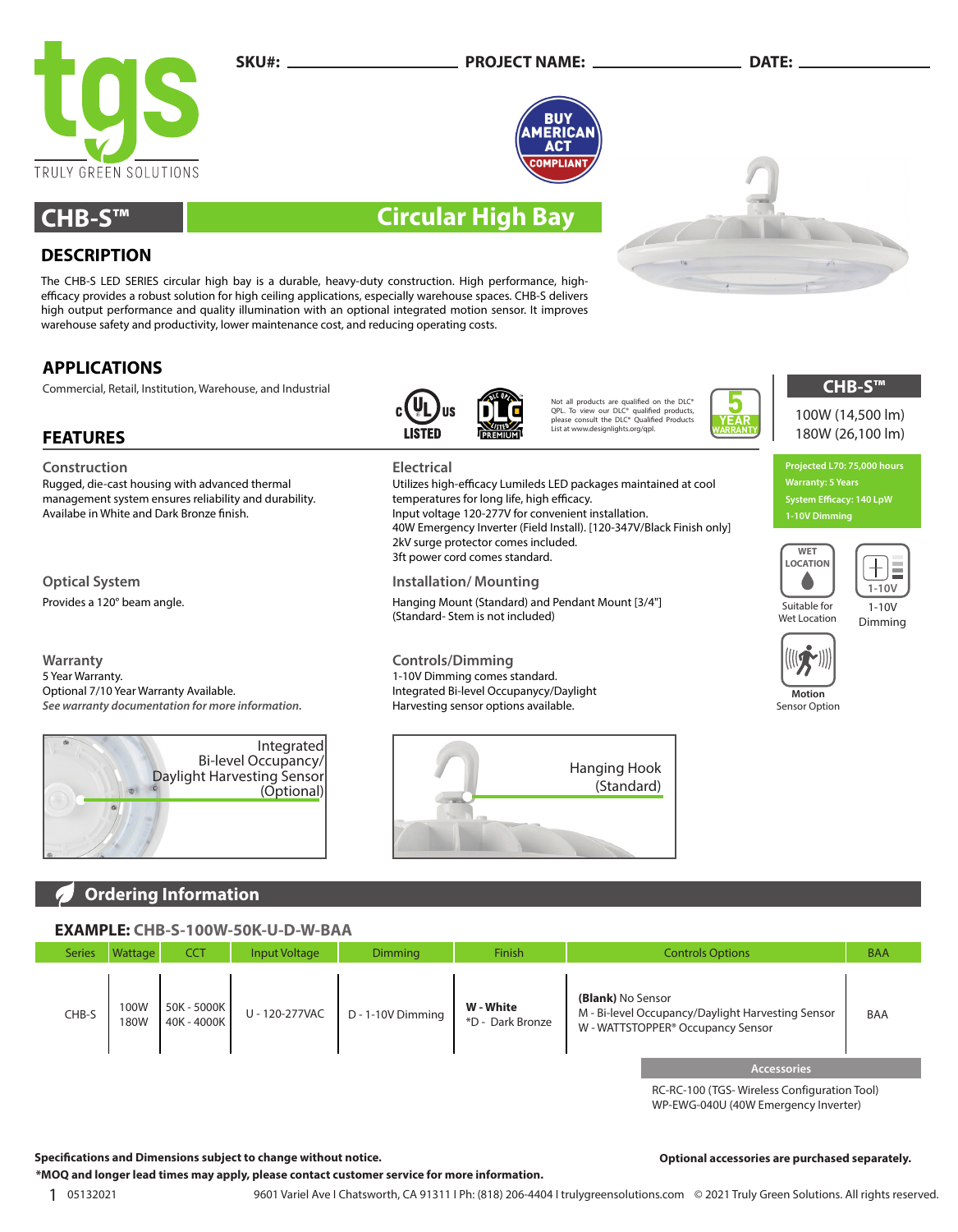tgs TRULY GREEN SOLUTIONS

**SKU#:** ____________ **PROJECT NAME:** ____________ **DATE:** ____________

BUY AMERICAN ACT COMPLIANT

# CHB-S™ Circular High Bay

## DESCRIPTION

The CHB-S LED SERIES circular high bay is a durable, heavy-duty construction. High performance, high-efficacy provides a robust solution for high ceiling applications, especially warehouse spaces. CHB-S delivers high output performance and quality illumination with an optional integrated motion sensor. It improves warehouse safety and productivity, lower maintenance cost, and reducing operating costs.

## APPLICATIONS

Commercial, Retail, Institution, Warehouse, and Industrial

cUL US LISTED | DLC PREMIUM | 5 YEAR WARRANTY

Not all products are qualified on the DLC® QPL. To view our DLC® qualified products, please consult the DLC® Qualified Products List at www.designlights.org/qpl.

**CHB-S™**

100W (14,500 lm)
180W (26,100 lm)

- Projected L70: 75,000 hours
- Warranty: 5 Years
- System Efficacy: 140 LpW
- 1-10V Dimming

Suitable for Wet Location | 1-10V Dimming | Motion Sensor Option

## FEATURES

### Construction

Rugged, die-cast housing with advanced thermal management system ensures reliability and durability. Availabe in White and Dark Bronze finish.

### Optical System

Provides a 120° beam angle.

### Warranty

5 Year Warranty.
Optional 7/10 Year Warranty Available.
*See warranty documentation for more information.*

### Electrical

Utilizes high-efficacy Lumileds LED packages maintained at cool temperatures for long life, high efficacy.
Input voltage 120-277V for convenient installation.
40W Emergency Inverter (Field Install). [120-347V/Black Finish only]
2kV surge protector comes included.
3ft power cord comes standard.

### Installation/ Mounting

Hanging Mount (Standard) and Pendant Mount [3/4"]
(Standard- Stem is not included)

### Controls/Dimming

1-10V Dimming comes standard.
Integrated Bi-level Occupanycy/Daylight Harvesting sensor options available.

Integrated Bi-level Occupancy/ Daylight Harvesting Sensor (Optional)

Hanging Hook (Standard)

## Ordering Information

**EXAMPLE: CHB-S-100W-50K-U-D-W-BAA**

| Series | Wattage | CCT | Input Voltage | Dimming | Finish | Controls Options | BAA |
|---|---|---|---|---|---|---|---|
| CHB-S | 100W<br>180W | 50K - 5000K<br>40K - 4000K | U - 120-277VAC | D - 1-10V Dimming | **W - White**<br>*D - Dark Bronze | **(Blank)** No Sensor<br>M - Bi-level Occupancy/Daylight Harvesting Sensor<br>W - WATTSTOPPER® Occupancy Sensor | BAA |

**Accessories**

RC-RC-100 (TGS- Wireless Configuration Tool)
WP-EWG-040U (40W Emergency Inverter)

**Specifications and Dimensions subject to change without notice.**
***MOQ and longer lead times may apply, please contact customer service for more information.**

**Optional accessories are purchased separately.**

05132021 9601 Variel Ave I Chatsworth, CA 91311 I Ph: (818) 206-4404 I trulygreensolutions.com © 2021 Truly Green Solutions. All rights reserved.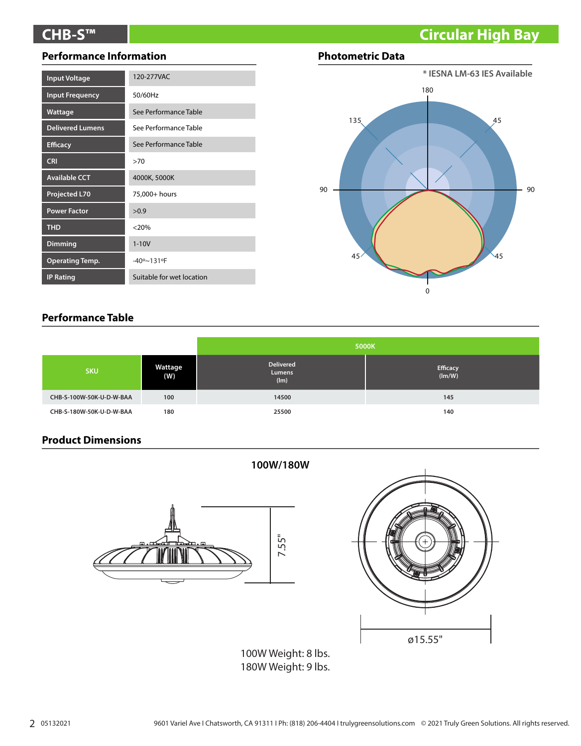# CHB-S™ Circular High Bay

## Performance Information

| | |
|---|---|
| Input Voltage | 120-277VAC |
| Input Frequency | 50/60Hz |
| Wattage | See Performance Table |
| Delivered Lumens | See Performance Table |
| Efficacy | See Performance Table |
| CRI | >70 |
| Available CCT | 4000K, 5000K |
| Projected L70 | 75,000+ hours |
| Power Factor | >0.9 |
| THD | <20% |
| Dimming | 1-10V |
| Operating Temp. | -40º~131ºF |
| IP Rating | Suitable for wet location |

## Photometric Data

* IESNA LM-63 IES Available

## Performance Table

| SKU | Wattage (W) | 5000K Delivered Lumens (lm) | 5000K Efficacy (lm/W) |
|---|---|---|---|
| CHB-S-100W-50K-U-D-W-BAA | 100 | 14500 | 145 |
| CHB-S-180W-50K-U-D-W-BAA | 180 | 25500 | 140 |

## Product Dimensions

**100W/180W**

7.55"

ø15.55"

100W Weight: 8 lbs.
180W Weight: 9 lbs.

05132021

9601 Variel Ave I Chatsworth, CA 91311 I Ph: (818) 206-4404 I trulygreensolutions.com © 2021 Truly Green Solutions. All rights reserved.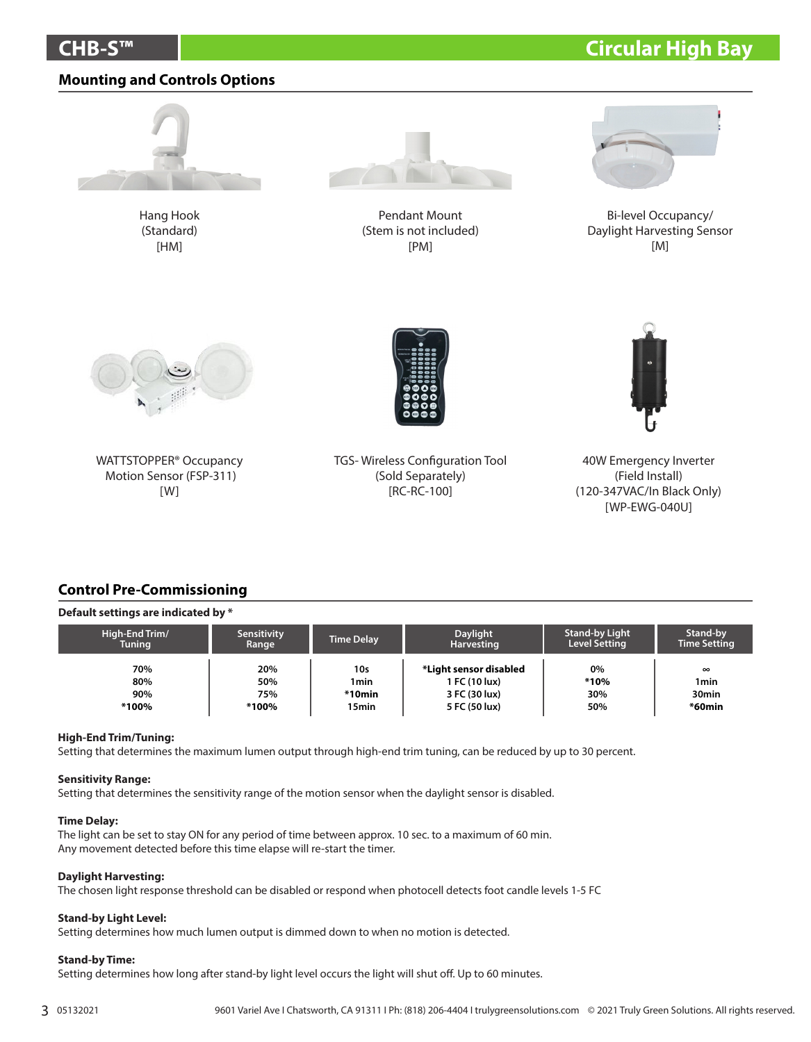# CHB-S™ Circular High Bay

## Mounting and Controls Options

Hang Hook
(Standard)
[HM]

Pendant Mount
(Stem is not included)
[PM]

Bi-level Occupancy/
Daylight Harvesting Sensor
[M]

WATTSTOPPER® Occupancy
Motion Sensor (FSP-311)
[W]

TGS- Wireless Configuration Tool
(Sold Separately)
[RC-RC-100]

40W Emergency Inverter
(Field Install)
(120-347VAC/In Black Only)
[WP-EWG-040U]

## Control Pre-Commissioning

**Default settings are indicated by ***

| High-End Trim/ Tuning | Sensitivity Range | Time Delay | Daylight Harvesting | Stand-by Light Level Setting | Stand-by Time Setting |
|---|---|---|---|---|---|
| 70% | 20% | 10s | *Light sensor disabled | 0% | ∞ |
| 80% | 50% | 1min | 1 FC (10 lux) | *10% | 1min |
| 90% | 75% | *10min | 3 FC (30 lux) | 30% | 30min |
| *100% | *100% | 15min | 5 FC (50 lux) | 50% | *60min |

**High-End Trim/Tuning:**
Setting that determines the maximum lumen output through high-end trim tuning, can be reduced by up to 30 percent.

**Sensitivity Range:**
Setting that determines the sensitivity range of the motion sensor when the daylight sensor is disabled.

**Time Delay:**
The light can be set to stay ON for any period of time between approx. 10 sec. to a maximum of 60 min.
Any movement detected before this time elapse will re-start the timer.

**Daylight Harvesting:**
The chosen light response threshold can be disabled or respond when photocell detects foot candle levels 1-5 FC

**Stand-by Light Level:**
Setting determines how much lumen output is dimmed down to when no motion is detected.

**Stand-by Time:**
Setting determines how long after stand-by light level occurs the light will shut off. Up to 60 minutes.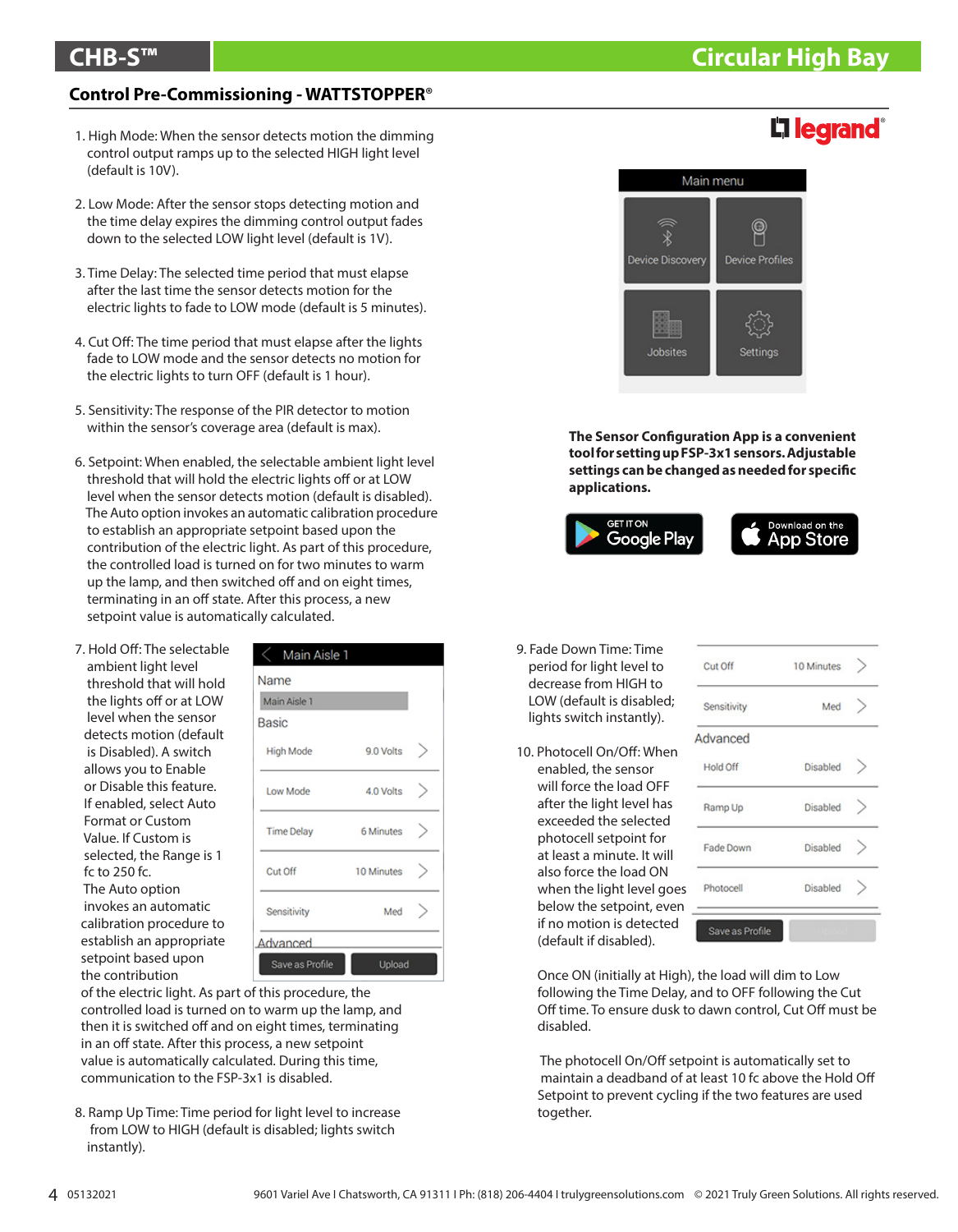## Control Pre-Commissioning - WATTSTOPPER®

1. High Mode: When the sensor detects motion the dimming control output ramps up to the selected HIGH light level (default is 10V).

2. Low Mode: After the sensor stops detecting motion and the time delay expires the dimming control output fades down to the selected LOW light level (default is 1V).

3. Time Delay: The selected time period that must elapse after the last time the sensor detects motion for the electric lights to fade to LOW mode (default is 5 minutes).

4. Cut Off: The time period that must elapse after the lights fade to LOW mode and the sensor detects no motion for the electric lights to turn OFF (default is 1 hour).

5. Sensitivity: The response of the PIR detector to motion within the sensor's coverage area (default is max).

6. Setpoint: When enabled, the selectable ambient light level threshold that will hold the electric lights off or at LOW level when the sensor detects motion (default is disabled). The Auto option invokes an automatic calibration procedure to establish an appropriate setpoint based upon the contribution of the electric light. As part of this procedure, the controlled load is turned on for two minutes to warm up the lamp, and then switched off and on eight times, terminating in an off state. After this process, a new setpoint value is automatically calculated.

7. Hold Off: The selectable ambient light level threshold that will hold the lights off or at LOW level when the sensor detects motion (default is Disabled). A switch allows you to Enable or Disable this feature. If enabled, select Auto Format or Custom Value. If Custom is selected, the Range is 1 fc to 250 fc. The Auto option invokes an automatic calibration procedure to establish an appropriate setpoint based upon the contribution of the electric light. As part of this procedure, the controlled load is turned on to warm up the lamp, and then it is switched off and on eight times, terminating in an off state. After this process, a new setpoint value is automatically calculated. During this time, communication to the FSP-3x1 is disabled.

8. Ramp Up Time: Time period for light level to increase from LOW to HIGH (default is disabled; lights switch instantly).

9. Fade Down Time: Time period for light level to decrease from HIGH to LOW (default is disabled; lights switch instantly).

10. Photocell On/Off: When enabled, the sensor will force the load OFF after the light level has exceeded the selected photocell setpoint for at least a minute. It will also force the load ON when the light level goes below the setpoint, even if no motion is detected (default if disabled).

Once ON (initially at High), the load will dim to Low following the Time Delay, and to OFF following the Cut Off time. To ensure dusk to dawn control, Cut Off must be disabled.

The photocell On/Off setpoint is automatically set to maintain a deadband of at least 10 fc above the Hold Off Setpoint to prevent cycling if the two features are used together.

Main menu
Device Discovery
Device Profiles
Jobsites
Settings

**The Sensor Configuration App is a convenient tool for setting up FSP-3x1 sensors. Adjustable settings can be changed as needed for specific applications.**

GET IT ON Google Play
Download on the App Store

Main Aisle 1
Name
Main Aisle 1
Basic
High Mode 9.0 Volts
Low Mode 4.0 Volts
Time Delay 6 Minutes
Cut Off 10 Minutes
Sensitivity Med
Advanced
Save as Profile
Upload

Cut Off 10 Minutes
Sensitivity Med
Advanced
Hold Off Disabled
Ramp Up Disabled
Fade Down Disabled
Photocell Disabled
Save as Profile